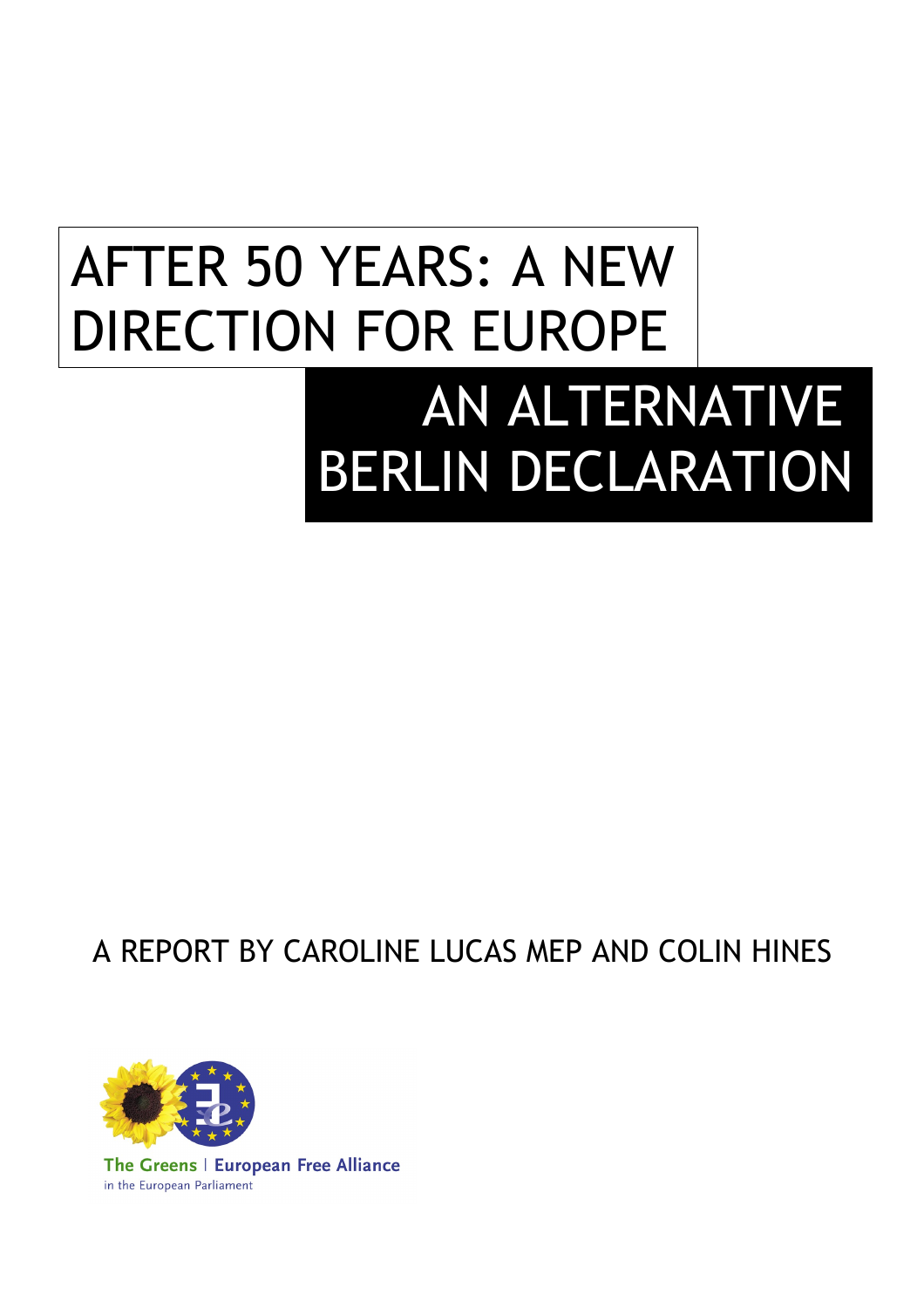# AFTER 50 YEARS: A NEW DIRECTION FOR EUROPE

# AN ALTERNATIVE BERLIN DECLARATION

A REPORT BY CAROLINE LUCAS MEP AND COLIN HINES

The Greens | European Free Alliance
in the European Parliament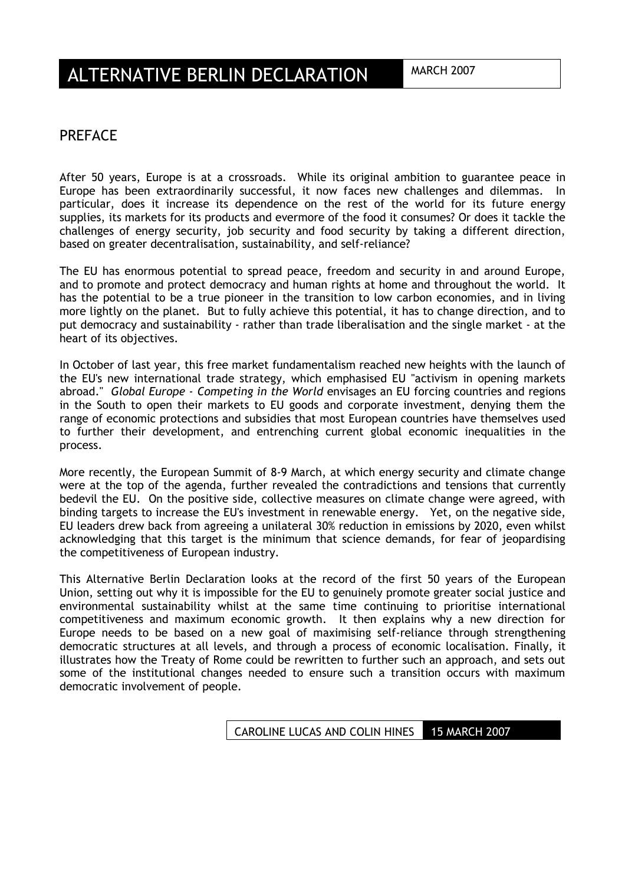# ALTERNATIVE BERLIN DECLARATION

MARCH 2007

## PREFACE

After 50 years, Europe is at a crossroads. While its original ambition to guarantee peace in Europe has been extraordinarily successful, it now faces new challenges and dilemmas. In particular, does it increase its dependence on the rest of the world for its future energy supplies, its markets for its products and evermore of the food it consumes? Or does it tackle the challenges of energy security, job security and food security by taking a different direction, based on greater decentralisation, sustainability, and self-reliance?

The EU has enormous potential to spread peace, freedom and security in and around Europe, and to promote and protect democracy and human rights at home and throughout the world. It has the potential to be a true pioneer in the transition to low carbon economies, and in living more lightly on the planet. But to fully achieve this potential, it has to change direction, and to put democracy and sustainability - rather than trade liberalisation and the single market - at the heart of its objectives.

In October of last year, this free market fundamentalism reached new heights with the launch of the EU's new international trade strategy, which emphasised EU "activism in opening markets abroad." *Global Europe - Competing in the World* envisages an EU forcing countries and regions in the South to open their markets to EU goods and corporate investment, denying them the range of economic protections and subsidies that most European countries have themselves used to further their development, and entrenching current global economic inequalities in the process.

More recently, the European Summit of 8-9 March, at which energy security and climate change were at the top of the agenda, further revealed the contradictions and tensions that currently bedevil the EU. On the positive side, collective measures on climate change were agreed, with binding targets to increase the EU's investment in renewable energy. Yet, on the negative side, EU leaders drew back from agreeing a unilateral 30% reduction in emissions by 2020, even whilst acknowledging that this target is the minimum that science demands, for fear of jeopardising the competitiveness of European industry.

This Alternative Berlin Declaration looks at the record of the first 50 years of the European Union, setting out why it is impossible for the EU to genuinely promote greater social justice and environmental sustainability whilst at the same time continuing to prioritise international competitiveness and maximum economic growth. It then explains why a new direction for Europe needs to be based on a new goal of maximising self-reliance through strengthening democratic structures at all levels, and through a process of economic localisation. Finally, it illustrates how the Treaty of Rome could be rewritten to further such an approach, and sets out some of the institutional changes needed to ensure such a transition occurs with maximum democratic involvement of people.

CAROLINE LUCAS AND COLIN HINES 15 MARCH 2007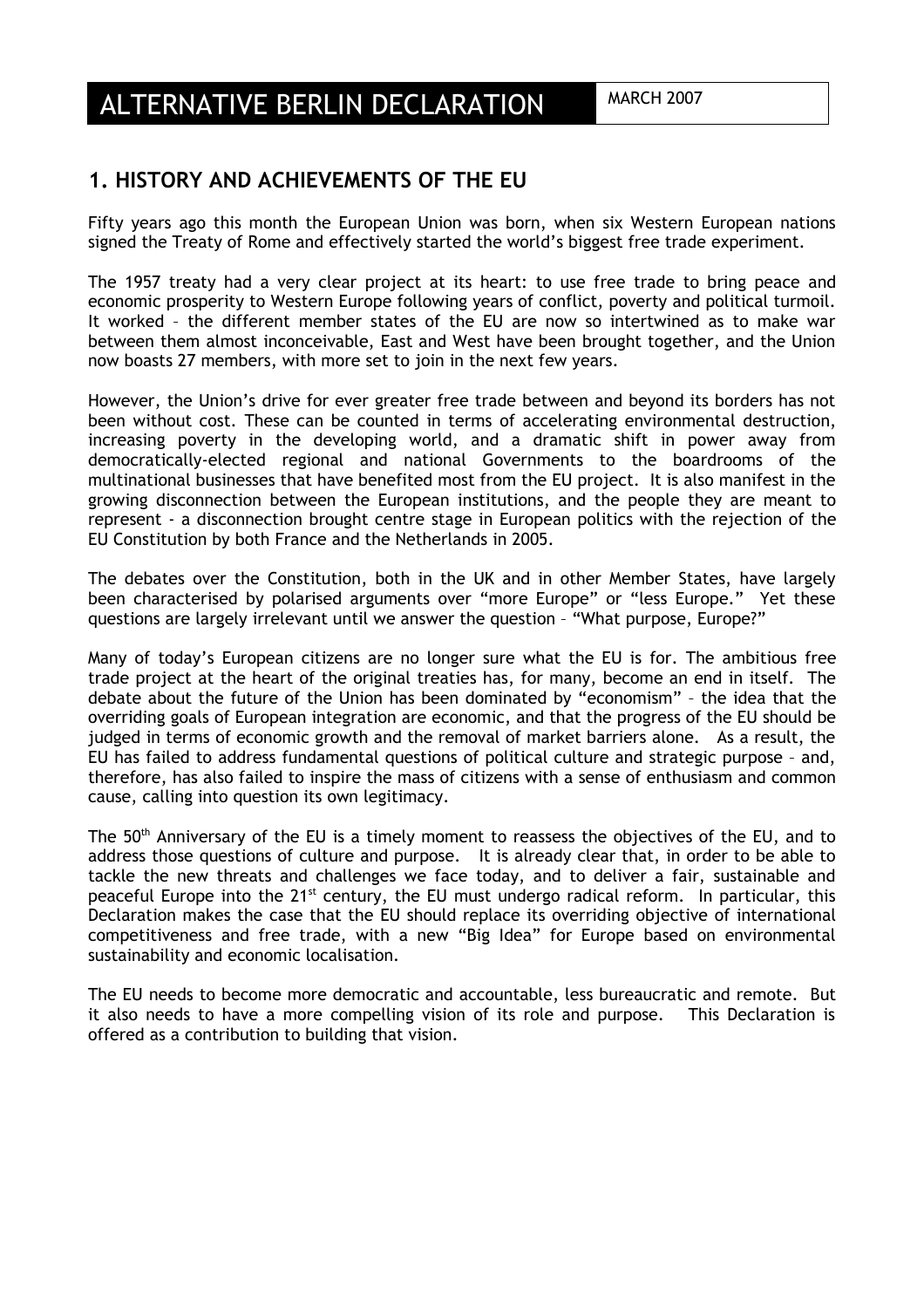# ALTERNATIVE BERLIN DECLARATION

MARCH 2007

## 1. HISTORY AND ACHIEVEMENTS OF THE EU

Fifty years ago this month the European Union was born, when six Western European nations signed the Treaty of Rome and effectively started the world's biggest free trade experiment.

The 1957 treaty had a very clear project at its heart: to use free trade to bring peace and economic prosperity to Western Europe following years of conflict, poverty and political turmoil. It worked – the different member states of the EU are now so intertwined as to make war between them almost inconceivable, East and West have been brought together, and the Union now boasts 27 members, with more set to join in the next few years.

However, the Union's drive for ever greater free trade between and beyond its borders has not been without cost. These can be counted in terms of accelerating environmental destruction, increasing poverty in the developing world, and a dramatic shift in power away from democratically-elected regional and national Governments to the boardrooms of the multinational businesses that have benefited most from the EU project. It is also manifest in the growing disconnection between the European institutions, and the people they are meant to represent - a disconnection brought centre stage in European politics with the rejection of the EU Constitution by both France and the Netherlands in 2005.

The debates over the Constitution, both in the UK and in other Member States, have largely been characterised by polarised arguments over "more Europe" or "less Europe." Yet these questions are largely irrelevant until we answer the question – "What purpose, Europe?"

Many of today's European citizens are no longer sure what the EU is for. The ambitious free trade project at the heart of the original treaties has, for many, become an end in itself. The debate about the future of the Union has been dominated by "economism" – the idea that the overriding goals of European integration are economic, and that the progress of the EU should be judged in terms of economic growth and the removal of market barriers alone. As a result, the EU has failed to address fundamental questions of political culture and strategic purpose – and, therefore, has also failed to inspire the mass of citizens with a sense of enthusiasm and common cause, calling into question its own legitimacy.

The 50th Anniversary of the EU is a timely moment to reassess the objectives of the EU, and to address those questions of culture and purpose. It is already clear that, in order to be able to tackle the new threats and challenges we face today, and to deliver a fair, sustainable and peaceful Europe into the 21st century, the EU must undergo radical reform. In particular, this Declaration makes the case that the EU should replace its overriding objective of international competitiveness and free trade, with a new "Big Idea" for Europe based on environmental sustainability and economic localisation.

The EU needs to become more democratic and accountable, less bureaucratic and remote. But it also needs to have a more compelling vision of its role and purpose. This Declaration is offered as a contribution to building that vision.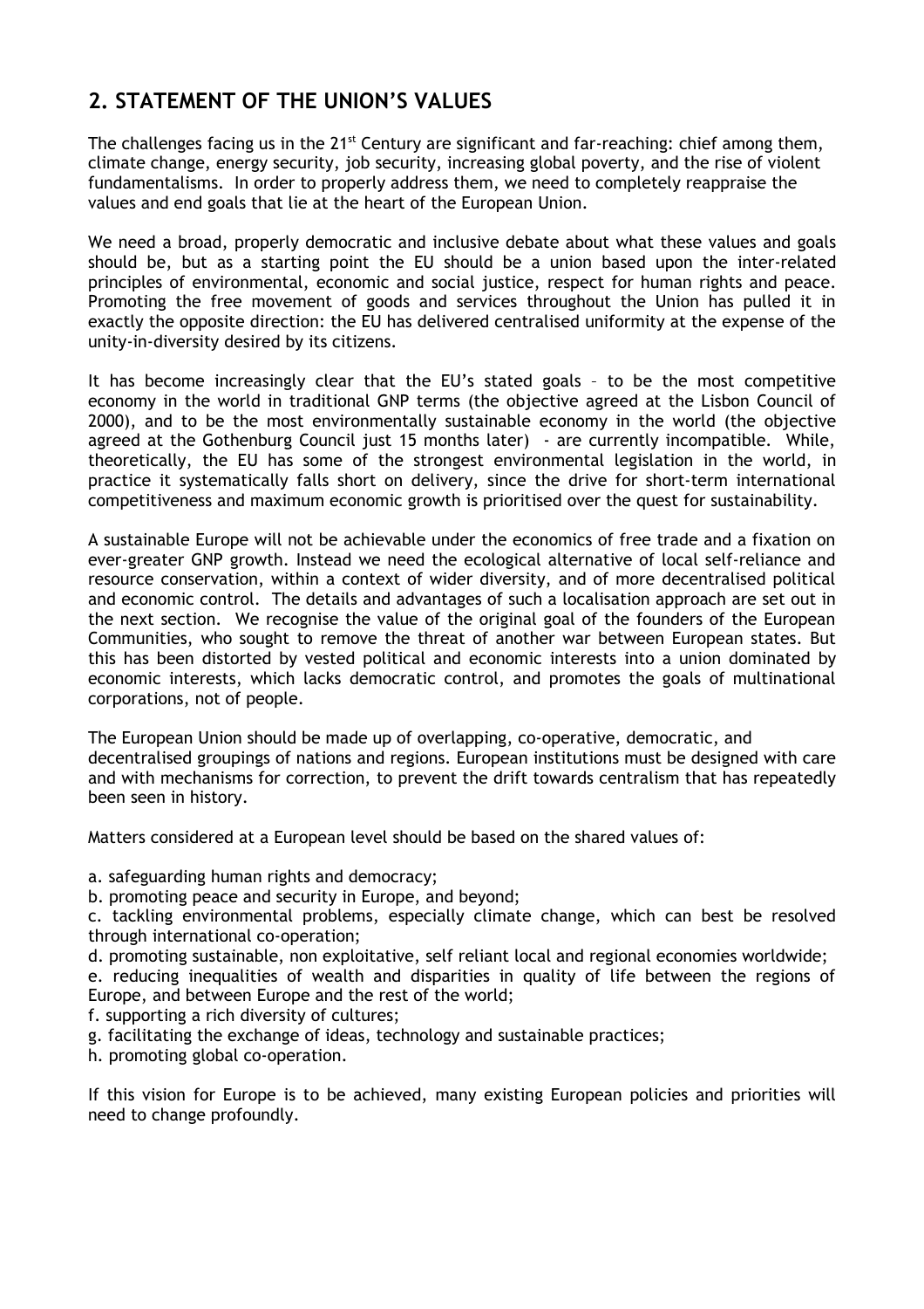## 2. STATEMENT OF THE UNION'S VALUES

The challenges facing us in the 21st Century are significant and far-reaching: chief among them, climate change, energy security, job security, increasing global poverty, and the rise of violent fundamentalisms. In order to properly address them, we need to completely reappraise the values and end goals that lie at the heart of the European Union.

We need a broad, properly democratic and inclusive debate about what these values and goals should be, but as a starting point the EU should be a union based upon the inter-related principles of environmental, economic and social justice, respect for human rights and peace. Promoting the free movement of goods and services throughout the Union has pulled it in exactly the opposite direction: the EU has delivered centralised uniformity at the expense of the unity-in-diversity desired by its citizens.

It has become increasingly clear that the EU's stated goals – to be the most competitive economy in the world in traditional GNP terms (the objective agreed at the Lisbon Council of 2000), and to be the most environmentally sustainable economy in the world (the objective agreed at the Gothenburg Council just 15 months later) - are currently incompatible. While, theoretically, the EU has some of the strongest environmental legislation in the world, in practice it systematically falls short on delivery, since the drive for short-term international competitiveness and maximum economic growth is prioritised over the quest for sustainability.

A sustainable Europe will not be achievable under the economics of free trade and a fixation on ever-greater GNP growth. Instead we need the ecological alternative of local self-reliance and resource conservation, within a context of wider diversity, and of more decentralised political and economic control. The details and advantages of such a localisation approach are set out in the next section. We recognise the value of the original goal of the founders of the European Communities, who sought to remove the threat of another war between European states. But this has been distorted by vested political and economic interests into a union dominated by economic interests, which lacks democratic control, and promotes the goals of multinational corporations, not of people.

The European Union should be made up of overlapping, co-operative, democratic, and decentralised groupings of nations and regions. European institutions must be designed with care and with mechanisms for correction, to prevent the drift towards centralism that has repeatedly been seen in history.

Matters considered at a European level should be based on the shared values of:

a. safeguarding human rights and democracy;
b. promoting peace and security in Europe, and beyond;
c. tackling environmental problems, especially climate change, which can best be resolved through international co-operation;
d. promoting sustainable, non exploitative, self reliant local and regional economies worldwide;
e. reducing inequalities of wealth and disparities in quality of life between the regions of Europe, and between Europe and the rest of the world;
f. supporting a rich diversity of cultures;
g. facilitating the exchange of ideas, technology and sustainable practices;
h. promoting global co-operation.

If this vision for Europe is to be achieved, many existing European policies and priorities will need to change profoundly.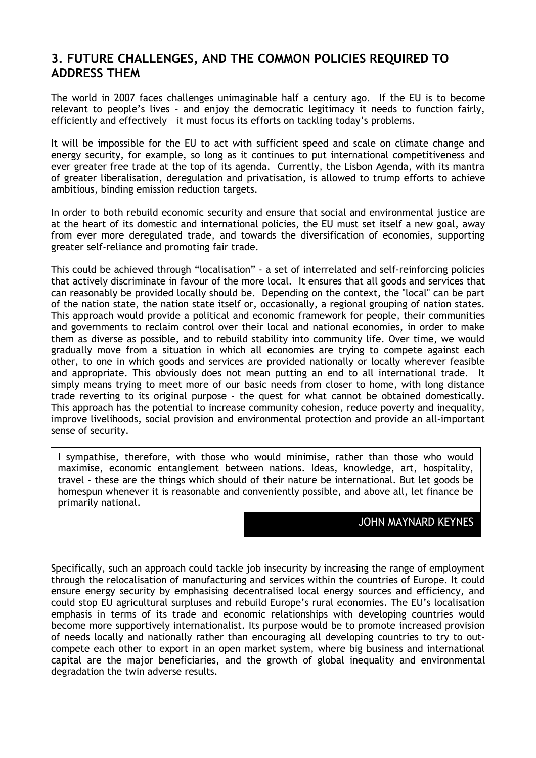## 3. FUTURE CHALLENGES, AND THE COMMON POLICIES REQUIRED TO ADDRESS THEM

The world in 2007 faces challenges unimaginable half a century ago. If the EU is to become relevant to people's lives – and enjoy the democratic legitimacy it needs to function fairly, efficiently and effectively – it must focus its efforts on tackling today's problems.

It will be impossible for the EU to act with sufficient speed and scale on climate change and energy security, for example, so long as it continues to put international competitiveness and ever greater free trade at the top of its agenda. Currently, the Lisbon Agenda, with its mantra of greater liberalisation, deregulation and privatisation, is allowed to trump efforts to achieve ambitious, binding emission reduction targets.

In order to both rebuild economic security and ensure that social and environmental justice are at the heart of its domestic and international policies, the EU must set itself a new goal, away from ever more deregulated trade, and towards the diversification of economies, supporting greater self-reliance and promoting fair trade.

This could be achieved through "localisation" - a set of interrelated and self-reinforcing policies that actively discriminate in favour of the more local. It ensures that all goods and services that can reasonably be provided locally should be. Depending on the context, the "local" can be part of the nation state, the nation state itself or, occasionally, a regional grouping of nation states. This approach would provide a political and economic framework for people, their communities and governments to reclaim control over their local and national economies, in order to make them as diverse as possible, and to rebuild stability into community life. Over time, we would gradually move from a situation in which all economies are trying to compete against each other, to one in which goods and services are provided nationally or locally wherever feasible and appropriate. This obviously does not mean putting an end to all international trade. It simply means trying to meet more of our basic needs from closer to home, with long distance trade reverting to its original purpose - the quest for what cannot be obtained domestically. This approach has the potential to increase community cohesion, reduce poverty and inequality, improve livelihoods, social provision and environmental protection and provide an all-important sense of security.

> I sympathise, therefore, with those who would minimise, rather than those who would maximise, economic entanglement between nations. Ideas, knowledge, art, hospitality, travel - these are the things which should of their nature be international. But let goods be homespun whenever it is reasonable and conveniently possible, and above all, let finance be primarily national.
>
> JOHN MAYNARD KEYNES

Specifically, such an approach could tackle job insecurity by increasing the range of employment through the relocalisation of manufacturing and services within the countries of Europe. It could ensure energy security by emphasising decentralised local energy sources and efficiency, and could stop EU agricultural surpluses and rebuild Europe's rural economies. The EU's localisation emphasis in terms of its trade and economic relationships with developing countries would become more supportively internationalist. Its purpose would be to promote increased provision of needs locally and nationally rather than encouraging all developing countries to try to out-compete each other to export in an open market system, where big business and international capital are the major beneficiaries, and the growth of global inequality and environmental degradation the twin adverse results.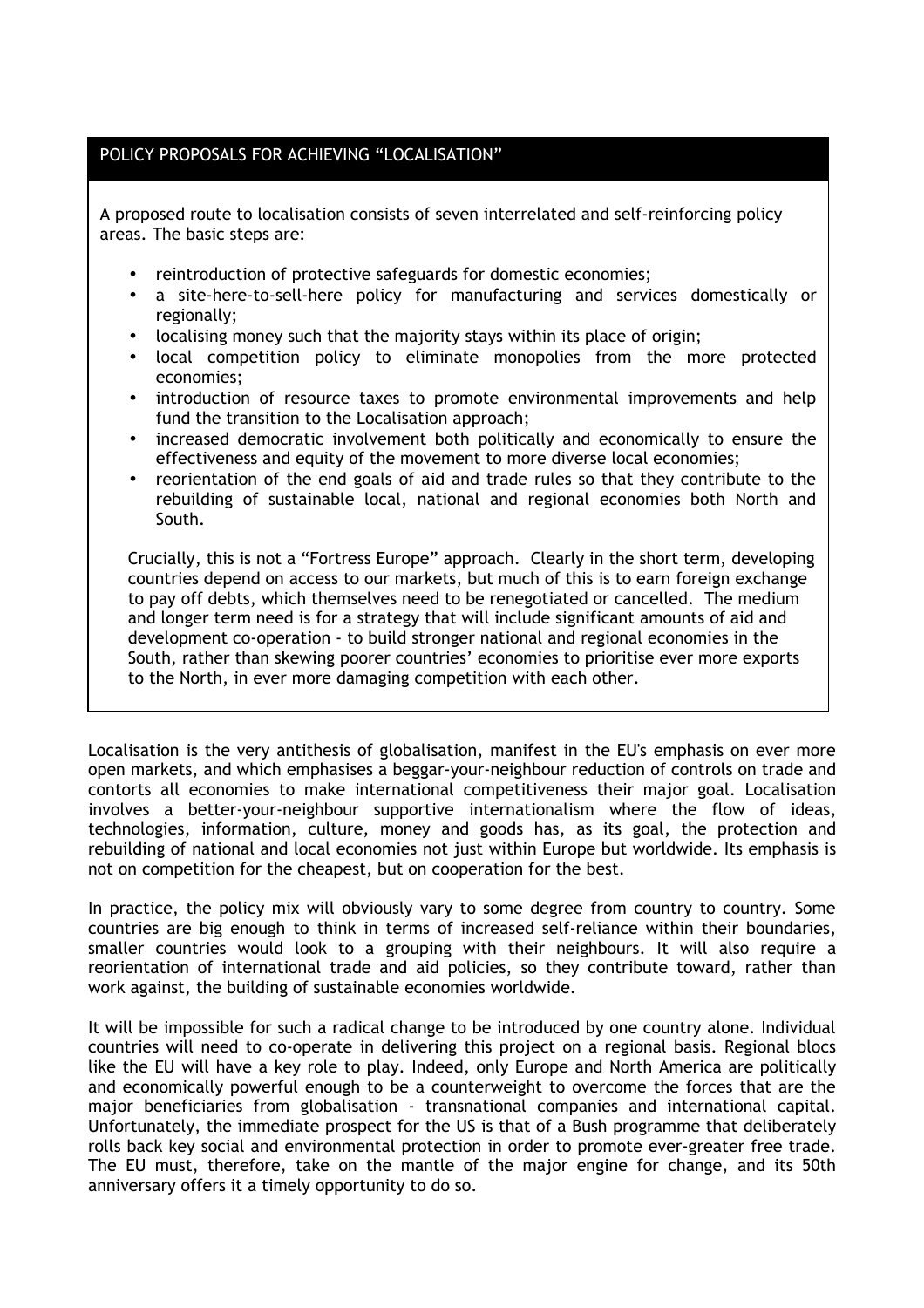## POLICY PROPOSALS FOR ACHIEVING "LOCALISATION"

A proposed route to localisation consists of seven interrelated and self-reinforcing policy areas. The basic steps are:

- reintroduction of protective safeguards for domestic economies;
- a site-here-to-sell-here policy for manufacturing and services domestically or regionally;
- localising money such that the majority stays within its place of origin;
- local competition policy to eliminate monopolies from the more protected economies;
- introduction of resource taxes to promote environmental improvements and help fund the transition to the Localisation approach;
- increased democratic involvement both politically and economically to ensure the effectiveness and equity of the movement to more diverse local economies;
- reorientation of the end goals of aid and trade rules so that they contribute to the rebuilding of sustainable local, national and regional economies both North and South.

Crucially, this is not a "Fortress Europe" approach. Clearly in the short term, developing countries depend on access to our markets, but much of this is to earn foreign exchange to pay off debts, which themselves need to be renegotiated or cancelled. The medium and longer term need is for a strategy that will include significant amounts of aid and development co-operation - to build stronger national and regional economies in the South, rather than skewing poorer countries' economies to prioritise ever more exports to the North, in ever more damaging competition with each other.

Localisation is the very antithesis of globalisation, manifest in the EU's emphasis on ever more open markets, and which emphasises a beggar-your-neighbour reduction of controls on trade and contorts all economies to make international competitiveness their major goal. Localisation involves a better-your-neighbour supportive internationalism where the flow of ideas, technologies, information, culture, money and goods has, as its goal, the protection and rebuilding of national and local economies not just within Europe but worldwide. Its emphasis is not on competition for the cheapest, but on cooperation for the best.

In practice, the policy mix will obviously vary to some degree from country to country. Some countries are big enough to think in terms of increased self-reliance within their boundaries, smaller countries would look to a grouping with their neighbours. It will also require a reorientation of international trade and aid policies, so they contribute toward, rather than work against, the building of sustainable economies worldwide.

It will be impossible for such a radical change to be introduced by one country alone. Individual countries will need to co-operate in delivering this project on a regional basis. Regional blocs like the EU will have a key role to play. Indeed, only Europe and North America are politically and economically powerful enough to be a counterweight to overcome the forces that are the major beneficiaries from globalisation - transnational companies and international capital. Unfortunately, the immediate prospect for the US is that of a Bush programme that deliberately rolls back key social and environmental protection in order to promote ever-greater free trade. The EU must, therefore, take on the mantle of the major engine for change, and its 50th anniversary offers it a timely opportunity to do so.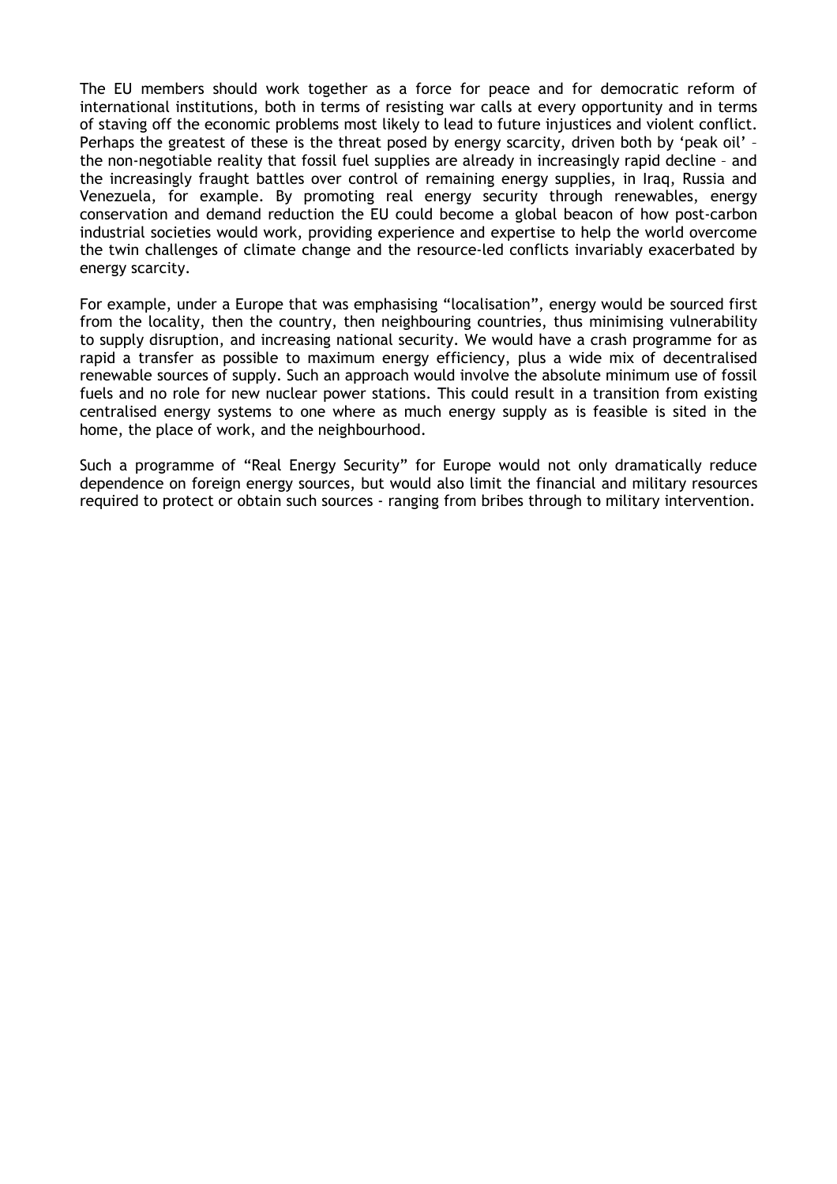The EU members should work together as a force for peace and for democratic reform of international institutions, both in terms of resisting war calls at every opportunity and in terms of staving off the economic problems most likely to lead to future injustices and violent conflict. Perhaps the greatest of these is the threat posed by energy scarcity, driven both by 'peak oil' – the non-negotiable reality that fossil fuel supplies are already in increasingly rapid decline – and the increasingly fraught battles over control of remaining energy supplies, in Iraq, Russia and Venezuela, for example. By promoting real energy security through renewables, energy conservation and demand reduction the EU could become a global beacon of how post-carbon industrial societies would work, providing experience and expertise to help the world overcome the twin challenges of climate change and the resource-led conflicts invariably exacerbated by energy scarcity.

For example, under a Europe that was emphasising "localisation", energy would be sourced first from the locality, then the country, then neighbouring countries, thus minimising vulnerability to supply disruption, and increasing national security. We would have a crash programme for as rapid a transfer as possible to maximum energy efficiency, plus a wide mix of decentralised renewable sources of supply. Such an approach would involve the absolute minimum use of fossil fuels and no role for new nuclear power stations. This could result in a transition from existing centralised energy systems to one where as much energy supply as is feasible is sited in the home, the place of work, and the neighbourhood.

Such a programme of "Real Energy Security" for Europe would not only dramatically reduce dependence on foreign energy sources, but would also limit the financial and military resources required to protect or obtain such sources - ranging from bribes through to military intervention.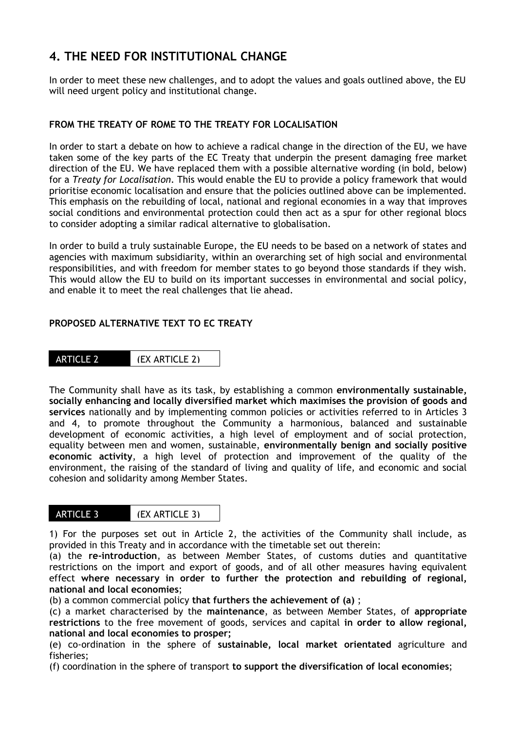## 4. THE NEED FOR INSTITUTIONAL CHANGE

In order to meet these new challenges, and to adopt the values and goals outlined above, the EU will need urgent policy and institutional change.

### FROM THE TREATY OF ROME TO THE TREATY FOR LOCALISATION

In order to start a debate on how to achieve a radical change in the direction of the EU, we have taken some of the key parts of the EC Treaty that underpin the present damaging free market direction of the EU. We have replaced them with a possible alternative wording (in bold, below) for a *Treaty for Localisation*. This would enable the EU to provide a policy framework that would prioritise economic localisation and ensure that the policies outlined above can be implemented. This emphasis on the rebuilding of local, national and regional economies in a way that improves social conditions and environmental protection could then act as a spur for other regional blocs to consider adopting a similar radical alternative to globalisation.

In order to build a truly sustainable Europe, the EU needs to be based on a network of states and agencies with maximum subsidiarity, within an overarching set of high social and environmental responsibilities, and with freedom for member states to go beyond those standards if they wish. This would allow the EU to build on its important successes in environmental and social policy, and enable it to meet the real challenges that lie ahead.

### PROPOSED ALTERNATIVE TEXT TO EC TREATY

**ARTICLE 2** (EX ARTICLE 2)

The Community shall have as its task, by establishing a common **environmentally sustainable, socially enhancing and locally diversified market which maximises the provision of goods and services** nationally and by implementing common policies or activities referred to in Articles 3 and 4, to promote throughout the Community a harmonious, balanced and sustainable development of economic activities, a high level of employment and of social protection, equality between men and women, sustainable, **environmentally benign and socially positive economic activity**, a high level of protection and improvement of the quality of the environment, the raising of the standard of living and quality of life, and economic and social cohesion and solidarity among Member States.

**ARTICLE 3** (EX ARTICLE 3)

1) For the purposes set out in Article 2, the activities of the Community shall include, as provided in this Treaty and in accordance with the timetable set out therein:
(a) the **re-introduction**, as between Member States, of customs duties and quantitative restrictions on the import and export of goods, and of all other measures having equivalent effect **where necessary in order to further the protection and rebuilding of regional, national and local economies**;
(b) a common commercial policy **that furthers the achievement of (a)** ;
(c) a market characterised by the **maintenance**, as between Member States, of **appropriate restrictions** to the free movement of goods, services and capital **in order to allow regional, national and local economies to prosper;**
(e) co-ordination in the sphere of **sustainable, local market orientated** agriculture and fisheries;
(f) coordination in the sphere of transport **to support the diversification of local economies**;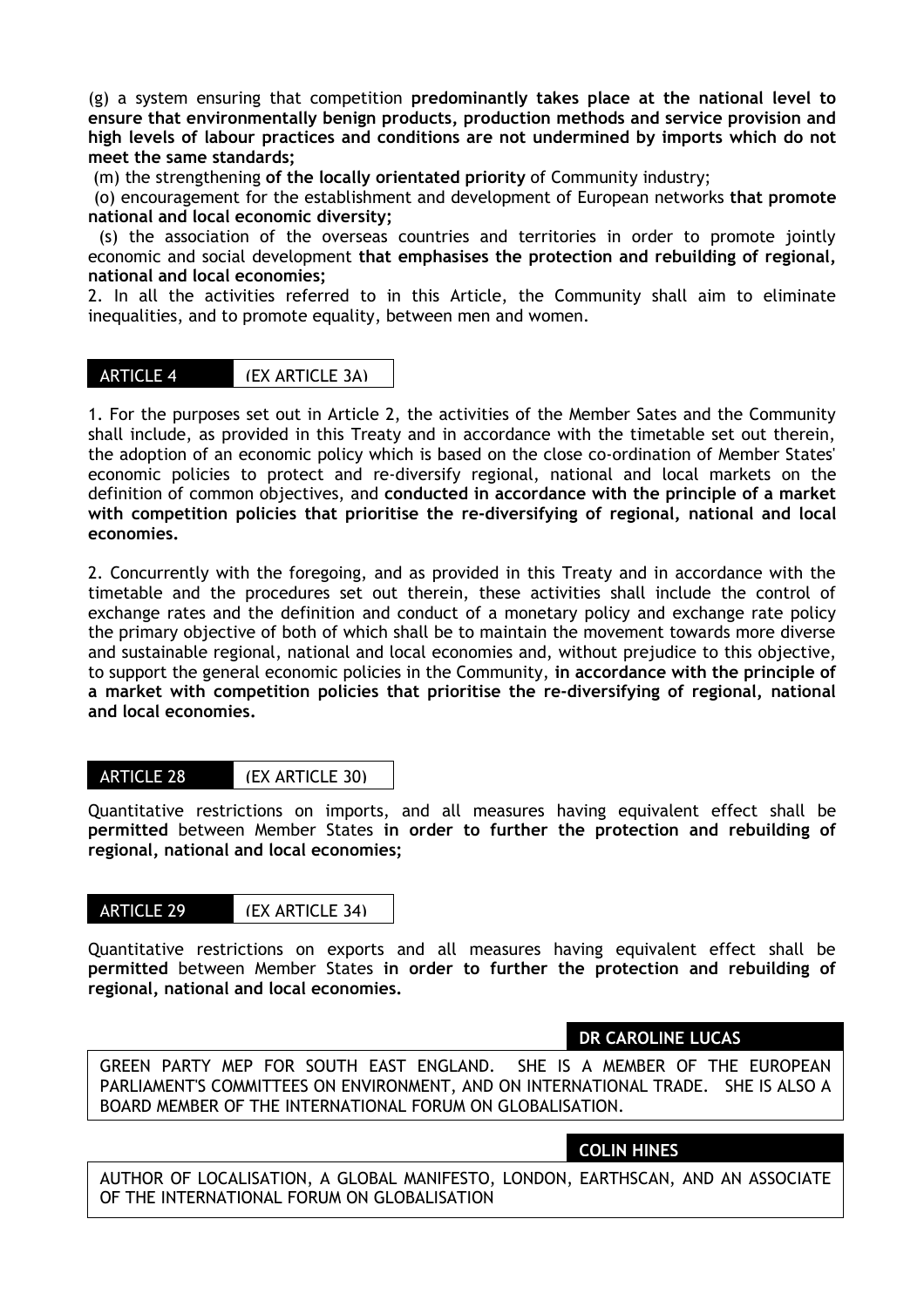(g) a system ensuring that competition **predominantly takes place at the national level to ensure that environmentally benign products, production methods and service provision and high levels of labour practices and conditions are not undermined by imports which do not meet the same standards;**

(m) the strengthening **of the locally orientated priority** of Community industry;

(o) encouragement for the establishment and development of European networks **that promote national and local economic diversity;**

(s) the association of the overseas countries and territories in order to promote jointly economic and social development **that emphasises the protection and rebuilding of regional, national and local economies;**

2. In all the activities referred to in this Article, the Community shall aim to eliminate inequalities, and to promote equality, between men and women.

## ARTICLE 4 (EX ARTICLE 3A)

1. For the purposes set out in Article 2, the activities of the Member Sates and the Community shall include, as provided in this Treaty and in accordance with the timetable set out therein, the adoption of an economic policy which is based on the close co-ordination of Member States' economic policies to protect and re-diversify regional, national and local markets on the definition of common objectives, and **conducted in accordance with the principle of a market with competition policies that prioritise the re-diversifying of regional, national and local economies.**

2. Concurrently with the foregoing, and as provided in this Treaty and in accordance with the timetable and the procedures set out therein, these activities shall include the control of exchange rates and the definition and conduct of a monetary policy and exchange rate policy the primary objective of both of which shall be to maintain the movement towards more diverse and sustainable regional, national and local economies and, without prejudice to this objective, to support the general economic policies in the Community, **in accordance with the principle of a market with competition policies that prioritise the re-diversifying of regional, national and local economies.**

## ARTICLE 28 (EX ARTICLE 30)

Quantitative restrictions on imports, and all measures having equivalent effect shall be **permitted** between Member States **in order to further the protection and rebuilding of regional, national and local economies;**

## ARTICLE 29 (EX ARTICLE 34)

Quantitative restrictions on exports and all measures having equivalent effect shall be **permitted** between Member States **in order to further the protection and rebuilding of regional, national and local economies.**

**DR CAROLINE LUCAS**

GREEN PARTY MEP FOR SOUTH EAST ENGLAND. SHE IS A MEMBER OF THE EUROPEAN PARLIAMENT'S COMMITTEES ON ENVIRONMENT, AND ON INTERNATIONAL TRADE. SHE IS ALSO A BOARD MEMBER OF THE INTERNATIONAL FORUM ON GLOBALISATION.

**COLIN HINES**

AUTHOR OF LOCALISATION, A GLOBAL MANIFESTO, LONDON, EARTHSCAN, AND AN ASSOCIATE OF THE INTERNATIONAL FORUM ON GLOBALISATION